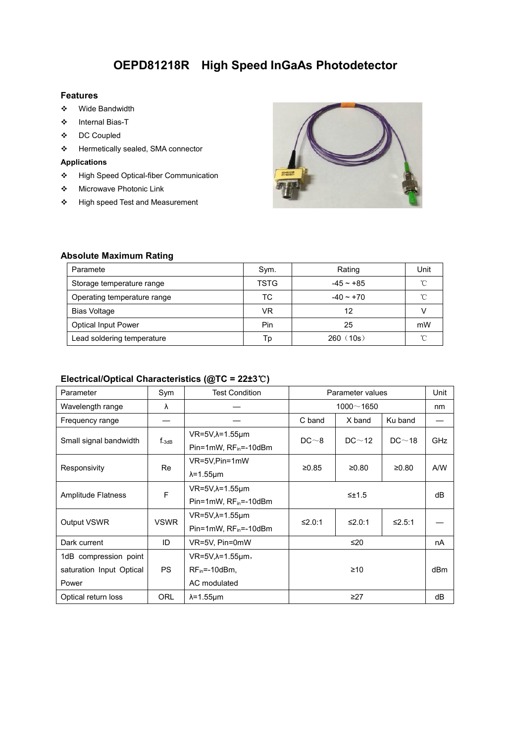# OEPD81218R High Speed InGaAs Photodetector

### Features

- ❖ Wide Bandwidth
- ❖ Internal Bias-T
- ❖ DC Coupled
- ❖ Hermetically sealed, SMA connector

### Applications

- ❖ High Speed Optical-fiber Communication
- ❖ Microwave Photonic Link
- ❖ High speed Test and Measurement

### Absolute Maximum Rating

| Paramete | Sym. | Rating | Unit |
|---|---|---|---|
| Storage temperature range | TSTG | -45 ~ +85 | ℃ |
| Operating temperature range | TC | -40 ~ +70 | ℃ |
| Bias Voltage | VR | 12 | V |
| Optical Input Power | Pin | 25 | mW |
| Lead soldering temperature | Tp | 260（10s） | ℃ |

### Electrical/Optical Characteristics (@TC = 22±3℃)

| Parameter | Sym | Test Condition | Parameter values | | | Unit |
|---|---|---|---|---|---|---|
| Wavelength range | λ | — | 1000～1650 | | | nm |
| Frequency range | — | — | C band | X band | Ku band | — |
| Small signal bandwidth | $f_{-3dB}$ | VR=5V,λ=1.55μm Pin=1mW, $RF_{in}$=-10dBm | DC～8 | DC～12 | DC～18 | GHz |
| Responsivity | Re | VR=5V,Pin=1mW λ=1.55μm | ≥0.85 | ≥0.80 | ≥0.80 | A/W |
| Amplitude Flatness | F | VR=5V,λ=1.55μm Pin=1mW, $RF_{in}$=-10dBm | ≤±1.5 | | | dB |
| Output VSWR | VSWR | VR=5V,λ=1.55μm Pin=1mW, $RF_{in}$=-10dBm | ≤2.0:1 | ≤2.0:1 | ≤2.5:1 | — |
| Dark current | ID | VR=5V, Pin=0mW | ≤20 | | | nA |
| 1dB compression point saturation Input Optical Power | PS | VR=5V,λ=1.55μm， $RF_{in}$=-10dBm, AC modulated | ≥10 | | | dBm |
| Optical return loss | ORL | λ=1.55μm | ≥27 | | | dB |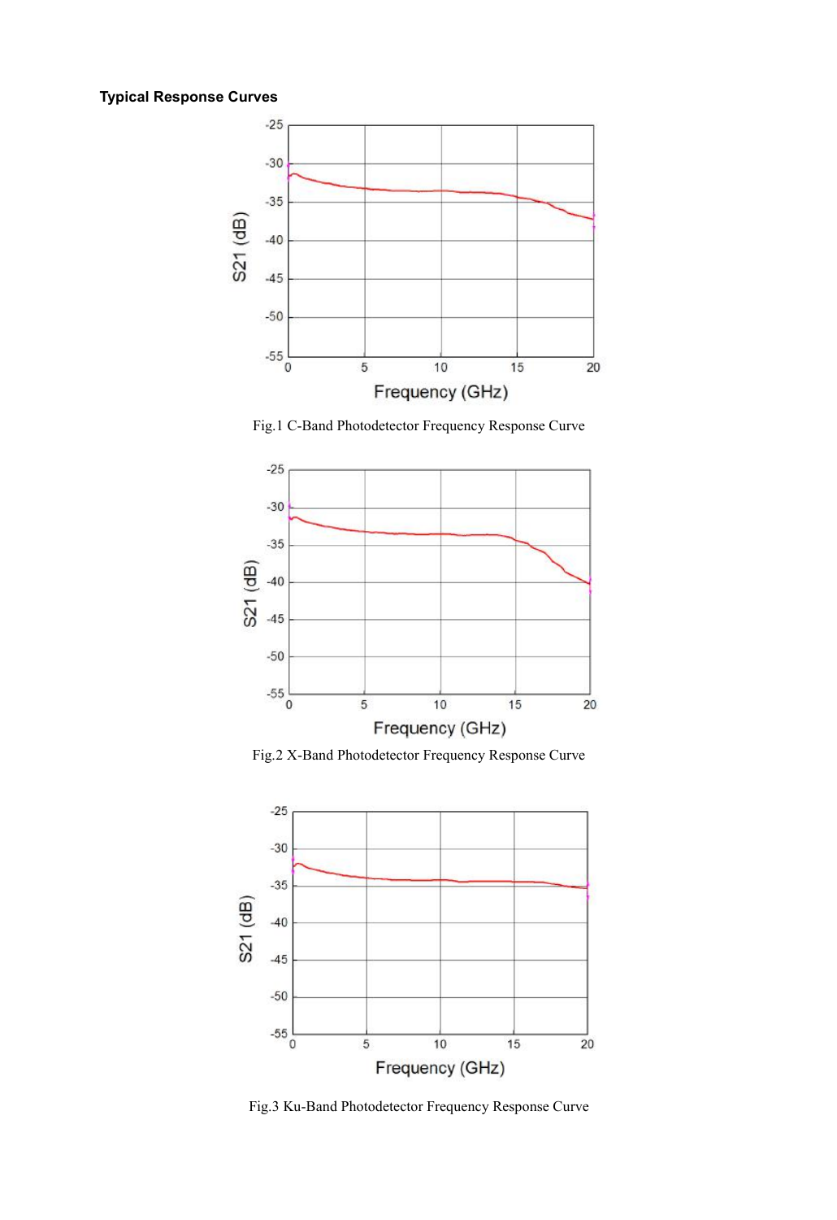**Typical Response Curves**

Fig.1 C-Band Photodetector Frequency Response Curve

Fig.2 X-Band Photodetector Frequency Response Curve

Fig.3 Ku-Band Photodetector Frequency Response Curve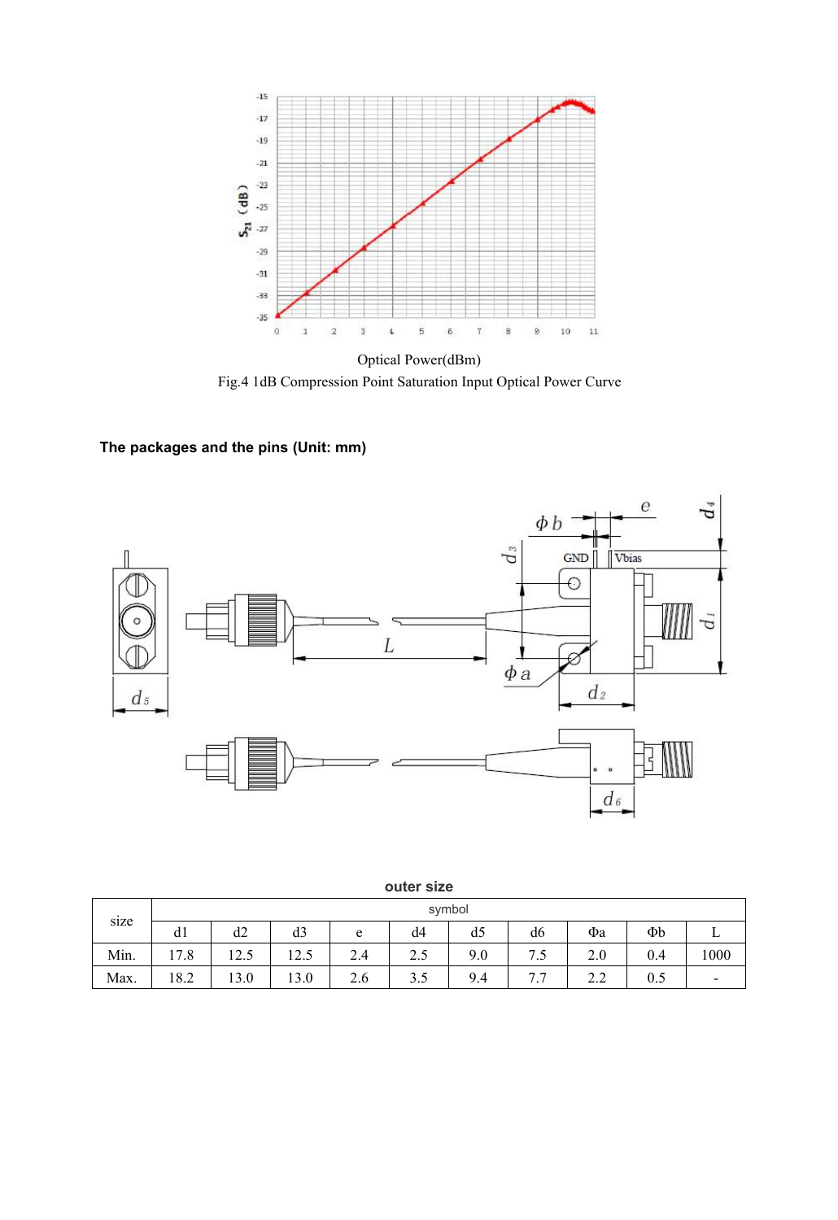Optical Power(dBm)

Fig.4 1dB Compression Point Saturation Input Optical Power Curve

**The packages and the pins (Unit: mm)**

**outer size**

| size | symbol | | | | | | | | | |
|---|---|---|---|---|---|---|---|---|---|---|
| | d1 | d2 | d3 | e | d4 | d5 | d6 | Φa | Φb | L |
| Min. | 17.8 | 12.5 | 12.5 | 2.4 | 2.5 | 9.0 | 7.5 | 2.0 | 0.4 | 1000 |
| Max. | 18.2 | 13.0 | 13.0 | 2.6 | 3.5 | 9.4 | 7.7 | 2.2 | 0.5 | - |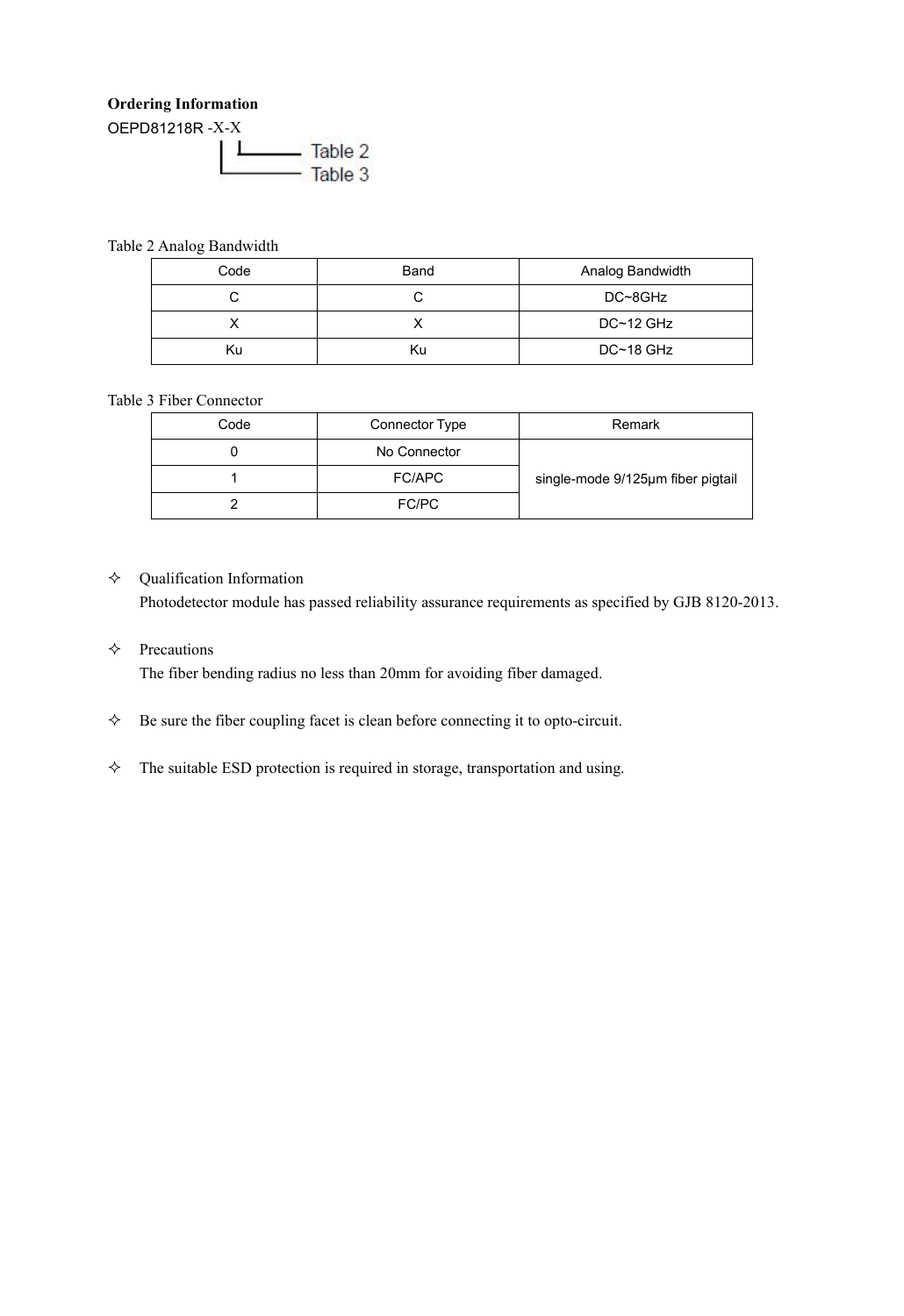**Ordering Information**

OEPD81218R -X-X

Table 2

Table 3

Table 2 Analog Bandwidth

| Code | Band | Analog Bandwidth |
|---|---|---|
| C | C | DC~8GHz |
| X | X | DC~12 GHz |
| Ku | Ku | DC~18 GHz |

Table 3 Fiber Connector

| Code | Connector Type | Remark |
|---|---|---|
| 0 | No Connector | single-mode 9/125μm fiber pigtail |
| 1 | FC/APC | |
| 2 | FC/PC | |

- Qualification Information
  Photodetector module has passed reliability assurance requirements as specified by GJB 8120-2013.

- Precautions
  The fiber bending radius no less than 20mm for avoiding fiber damaged.

- Be sure the fiber coupling facet is clean before connecting it to opto-circuit.

- The suitable ESD protection is required in storage, transportation and using.